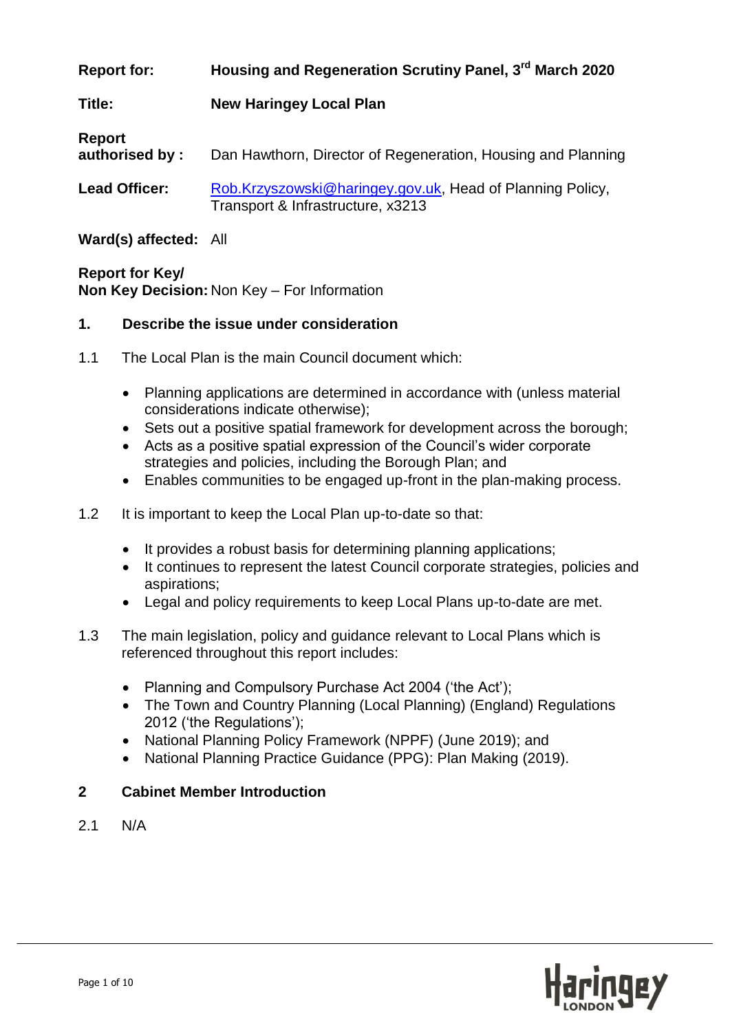**Report for:** Housing and Regeneration Scrutiny Panel, 3rd March 2020

**Title:** New Haringey Local Plan

**Report authorised by :** Dan Hawthorn, Director of Regeneration, Housing and Planning

**Lead Officer:** Rob.Krzyszowski@haringey.gov.uk, Head of Planning Policy, Transport & Infrastructure, x3213

**Ward(s) affected:** All

**Report for Key/ Non Key Decision:** Non Key – For Information

## 1. Describe the issue under consideration

1.1 The Local Plan is the main Council document which:

- Planning applications are determined in accordance with (unless material considerations indicate otherwise);
- Sets out a positive spatial framework for development across the borough;
- Acts as a positive spatial expression of the Council's wider corporate strategies and policies, including the Borough Plan; and
- Enables communities to be engaged up-front in the plan-making process.

1.2 It is important to keep the Local Plan up-to-date so that:

- It provides a robust basis for determining planning applications;
- It continues to represent the latest Council corporate strategies, policies and aspirations;
- Legal and policy requirements to keep Local Plans up-to-date are met.

1.3 The main legislation, policy and guidance relevant to Local Plans which is referenced throughout this report includes:

- Planning and Compulsory Purchase Act 2004 ('the Act');
- The Town and Country Planning (Local Planning) (England) Regulations 2012 ('the Regulations');
- National Planning Policy Framework (NPPF) (June 2019); and
- National Planning Practice Guidance (PPG): Plan Making (2019).

## 2 Cabinet Member Introduction

2.1 N/A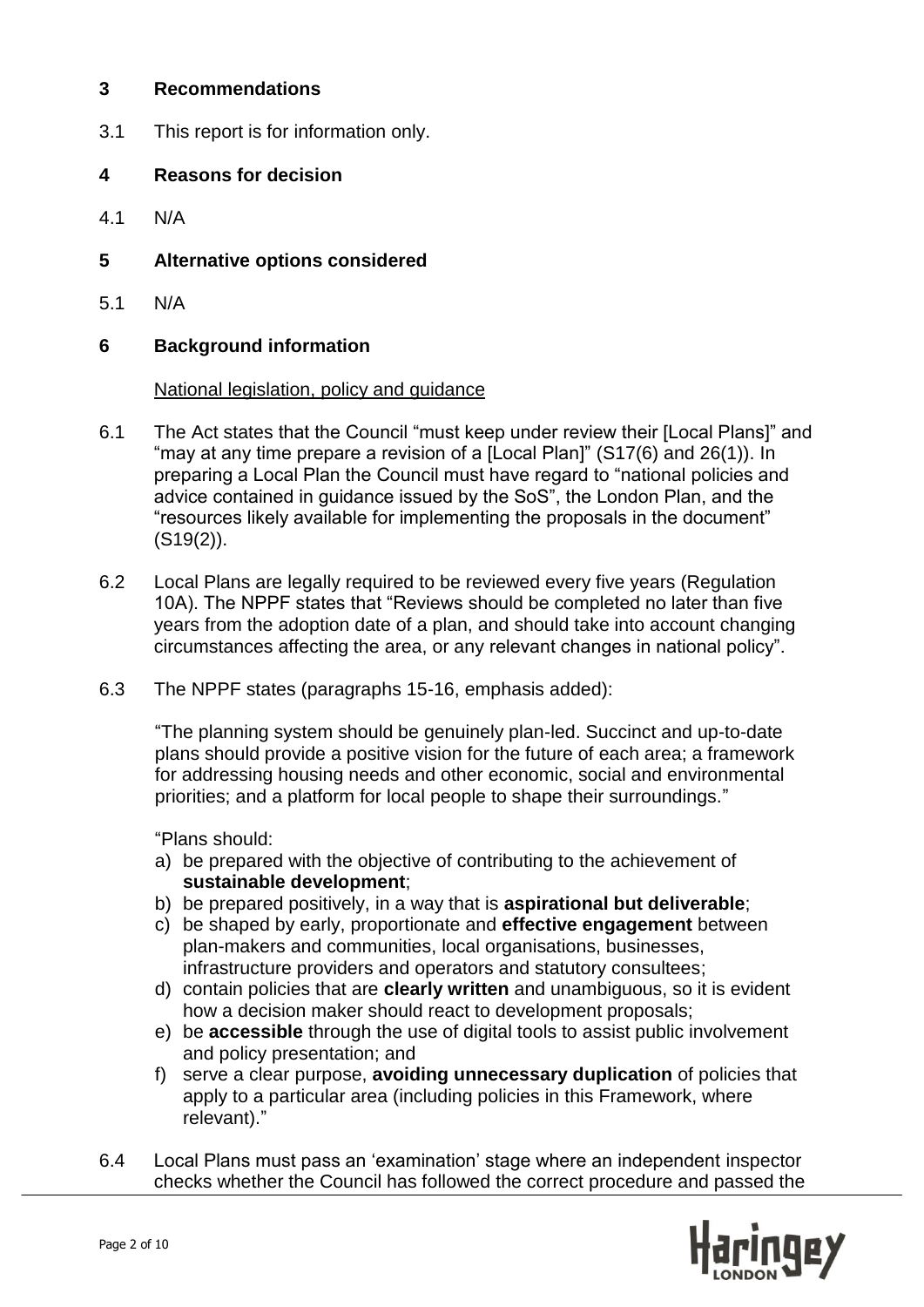## 3 Recommendations

3.1 This report is for information only.

## 4 Reasons for decision

4.1 N/A

## 5 Alternative options considered

5.1 N/A

## 6 Background information

National legislation, policy and guidance

6.1 The Act states that the Council "must keep under review their [Local Plans]" and "may at any time prepare a revision of a [Local Plan]" (S17(6) and 26(1)). In preparing a Local Plan the Council must have regard to "national policies and advice contained in guidance issued by the SoS", the London Plan, and the "resources likely available for implementing the proposals in the document" (S19(2)).

6.2 Local Plans are legally required to be reviewed every five years (Regulation 10A). The NPPF states that "Reviews should be completed no later than five years from the adoption date of a plan, and should take into account changing circumstances affecting the area, or any relevant changes in national policy".

6.3 The NPPF states (paragraphs 15-16, emphasis added):

"The planning system should be genuinely plan-led. Succinct and up-to-date plans should provide a positive vision for the future of each area; a framework for addressing housing needs and other economic, social and environmental priorities; and a platform for local people to shape their surroundings."

"Plans should:

a) be prepared with the objective of contributing to the achievement of **sustainable development**;
b) be prepared positively, in a way that is **aspirational but deliverable**;
c) be shaped by early, proportionate and **effective engagement** between plan-makers and communities, local organisations, businesses, infrastructure providers and operators and statutory consultees;
d) contain policies that are **clearly written** and unambiguous, so it is evident how a decision maker should react to development proposals;
e) be **accessible** through the use of digital tools to assist public involvement and policy presentation; and
f) serve a clear purpose, **avoiding unnecessary duplication** of policies that apply to a particular area (including policies in this Framework, where relevant)."

6.4 Local Plans must pass an 'examination' stage where an independent inspector checks whether the Council has followed the correct procedure and passed the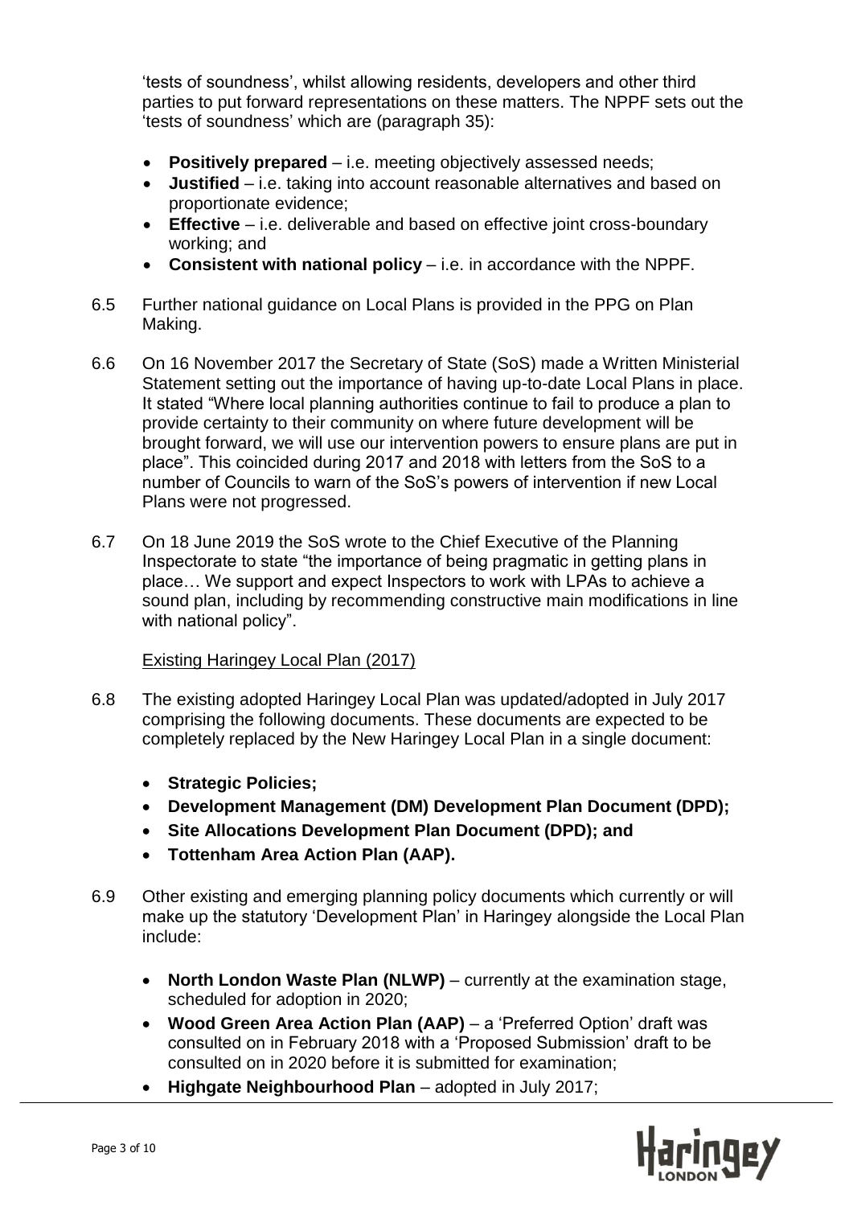'tests of soundness', whilst allowing residents, developers and other third parties to put forward representations on these matters. The NPPF sets out the 'tests of soundness' which are (paragraph 35):

- **Positively prepared** – i.e. meeting objectively assessed needs;
- **Justified** – i.e. taking into account reasonable alternatives and based on proportionate evidence;
- **Effective** – i.e. deliverable and based on effective joint cross-boundary working; and
- **Consistent with national policy** – i.e. in accordance with the NPPF.

6.5 Further national guidance on Local Plans is provided in the PPG on Plan Making.

6.6 On 16 November 2017 the Secretary of State (SoS) made a Written Ministerial Statement setting out the importance of having up-to-date Local Plans in place. It stated "Where local planning authorities continue to fail to produce a plan to provide certainty to their community on where future development will be brought forward, we will use our intervention powers to ensure plans are put in place". This coincided during 2017 and 2018 with letters from the SoS to a number of Councils to warn of the SoS's powers of intervention if new Local Plans were not progressed.

6.7 On 18 June 2019 the SoS wrote to the Chief Executive of the Planning Inspectorate to state "the importance of being pragmatic in getting plans in place… We support and expect Inspectors to work with LPAs to achieve a sound plan, including by recommending constructive main modifications in line with national policy".

Existing Haringey Local Plan (2017)

6.8 The existing adopted Haringey Local Plan was updated/adopted in July 2017 comprising the following documents. These documents are expected to be completely replaced by the New Haringey Local Plan in a single document:

- **Strategic Policies;**
- **Development Management (DM) Development Plan Document (DPD);**
- **Site Allocations Development Plan Document (DPD); and**
- **Tottenham Area Action Plan (AAP).**

6.9 Other existing and emerging planning policy documents which currently or will make up the statutory 'Development Plan' in Haringey alongside the Local Plan include:

- **North London Waste Plan (NLWP)** – currently at the examination stage, scheduled for adoption in 2020;
- **Wood Green Area Action Plan (AAP)** – a 'Preferred Option' draft was consulted on in February 2018 with a 'Proposed Submission' draft to be consulted on in 2020 before it is submitted for examination;
- **Highgate Neighbourhood Plan** – adopted in July 2017;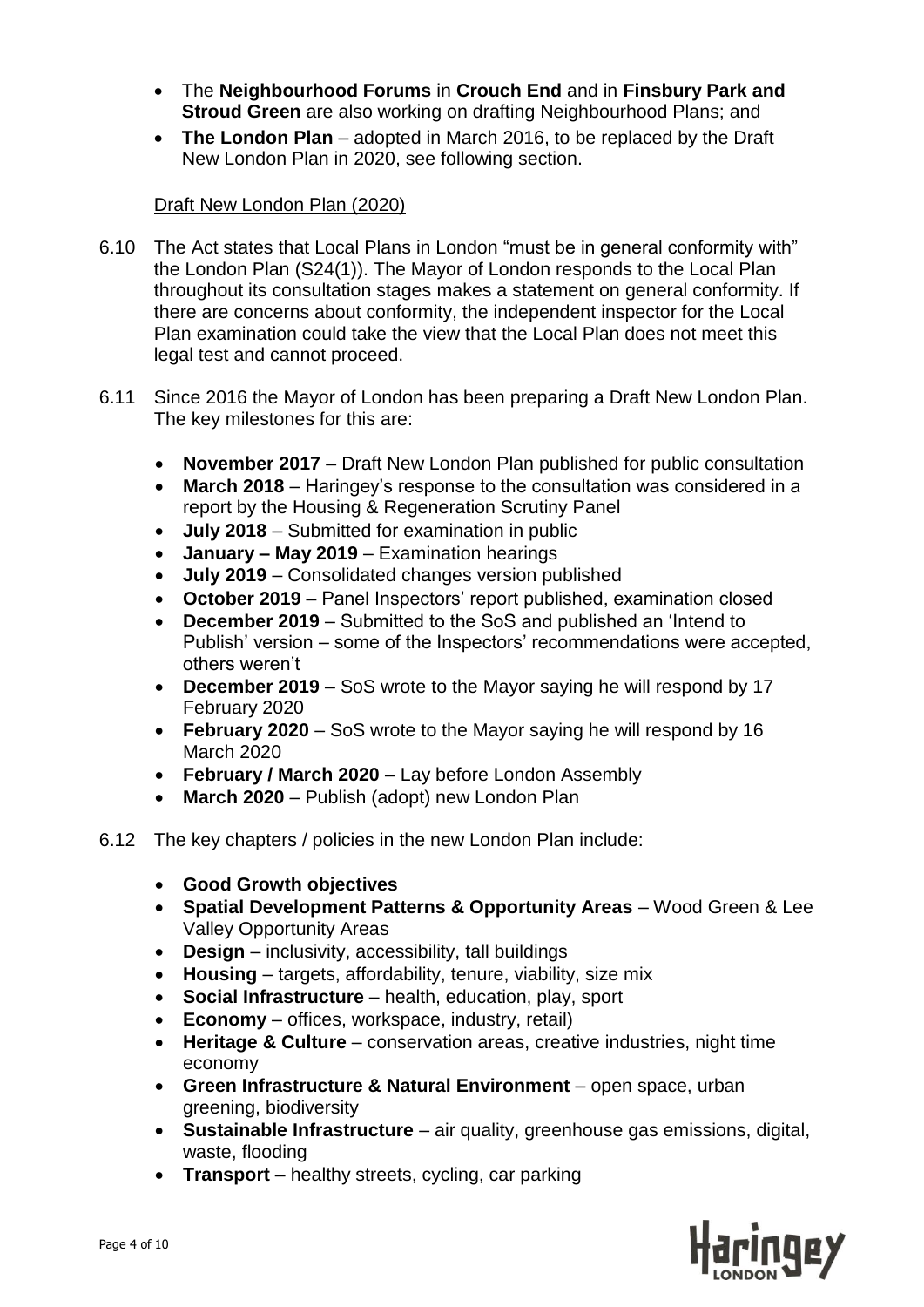- The **Neighbourhood Forums** in **Crouch End** and in **Finsbury Park and Stroud Green** are also working on drafting Neighbourhood Plans; and
- **The London Plan** – adopted in March 2016, to be replaced by the Draft New London Plan in 2020, see following section.

Draft New London Plan (2020)

6.10 The Act states that Local Plans in London "must be in general conformity with" the London Plan (S24(1)). The Mayor of London responds to the Local Plan throughout its consultation stages makes a statement on general conformity. If there are concerns about conformity, the independent inspector for the Local Plan examination could take the view that the Local Plan does not meet this legal test and cannot proceed.

6.11 Since 2016 the Mayor of London has been preparing a Draft New London Plan. The key milestones for this are:

- **November 2017** – Draft New London Plan published for public consultation
- **March 2018** – Haringey's response to the consultation was considered in a report by the Housing & Regeneration Scrutiny Panel
- **July 2018** – Submitted for examination in public
- **January – May 2019** – Examination hearings
- **July 2019** – Consolidated changes version published
- **October 2019** – Panel Inspectors' report published, examination closed
- **December 2019** – Submitted to the SoS and published an 'Intend to Publish' version – some of the Inspectors' recommendations were accepted, others weren't
- **December 2019** – SoS wrote to the Mayor saying he will respond by 17 February 2020
- **February 2020** – SoS wrote to the Mayor saying he will respond by 16 March 2020
- **February / March 2020** – Lay before London Assembly
- **March 2020** – Publish (adopt) new London Plan

6.12 The key chapters / policies in the new London Plan include:

- **Good Growth objectives**
- **Spatial Development Patterns & Opportunity Areas** – Wood Green & Lee Valley Opportunity Areas
- **Design** – inclusivity, accessibility, tall buildings
- **Housing** – targets, affordability, tenure, viability, size mix
- **Social Infrastructure** – health, education, play, sport
- **Economy** – offices, workspace, industry, retail)
- **Heritage & Culture** – conservation areas, creative industries, night time economy
- **Green Infrastructure & Natural Environment** – open space, urban greening, biodiversity
- **Sustainable Infrastructure** – air quality, greenhouse gas emissions, digital, waste, flooding
- **Transport** – healthy streets, cycling, car parking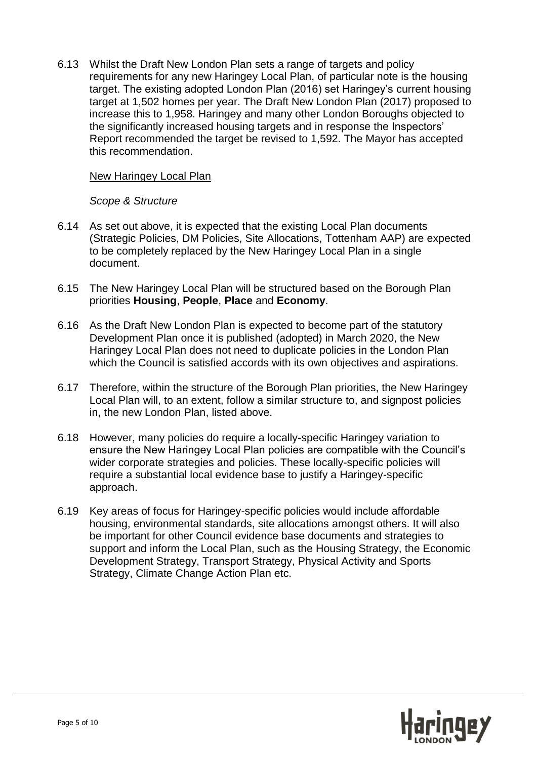6.13 Whilst the Draft New London Plan sets a range of targets and policy requirements for any new Haringey Local Plan, of particular note is the housing target. The existing adopted London Plan (2016) set Haringey's current housing target at 1,502 homes per year. The Draft New London Plan (2017) proposed to increase this to 1,958. Haringey and many other London Boroughs objected to the significantly increased housing targets and in response the Inspectors' Report recommended the target be revised to 1,592. The Mayor has accepted this recommendation.

<u>New Haringey Local Plan</u>

*Scope & Structure*

6.14 As set out above, it is expected that the existing Local Plan documents (Strategic Policies, DM Policies, Site Allocations, Tottenham AAP) are expected to be completely replaced by the New Haringey Local Plan in a single document.

6.15 The New Haringey Local Plan will be structured based on the Borough Plan priorities **Housing**, **People**, **Place** and **Economy**.

6.16 As the Draft New London Plan is expected to become part of the statutory Development Plan once it is published (adopted) in March 2020, the New Haringey Local Plan does not need to duplicate policies in the London Plan which the Council is satisfied accords with its own objectives and aspirations.

6.17 Therefore, within the structure of the Borough Plan priorities, the New Haringey Local Plan will, to an extent, follow a similar structure to, and signpost policies in, the new London Plan, listed above.

6.18 However, many policies do require a locally-specific Haringey variation to ensure the New Haringey Local Plan policies are compatible with the Council's wider corporate strategies and policies. These locally-specific policies will require a substantial local evidence base to justify a Haringey-specific approach.

6.19 Key areas of focus for Haringey-specific policies would include affordable housing, environmental standards, site allocations amongst others. It will also be important for other Council evidence base documents and strategies to support and inform the Local Plan, such as the Housing Strategy, the Economic Development Strategy, Transport Strategy, Physical Activity and Sports Strategy, Climate Change Action Plan etc.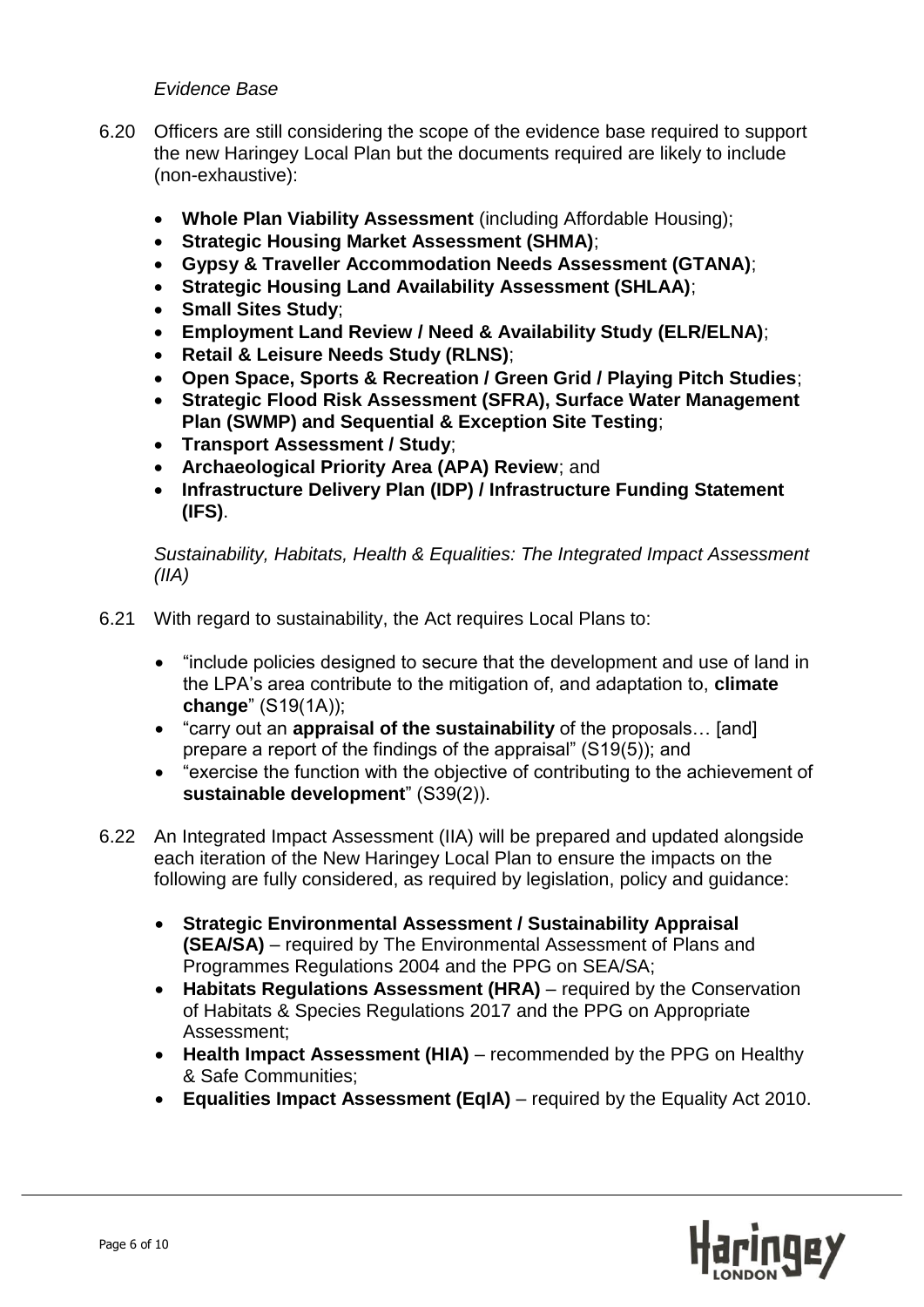*Evidence Base*

6.20 Officers are still considering the scope of the evidence base required to support the new Haringey Local Plan but the documents required are likely to include (non-exhaustive):

- **Whole Plan Viability Assessment** (including Affordable Housing);
- **Strategic Housing Market Assessment (SHMA)**;
- **Gypsy & Traveller Accommodation Needs Assessment (GTANA)**;
- **Strategic Housing Land Availability Assessment (SHLAA)**;
- **Small Sites Study**;
- **Employment Land Review / Need & Availability Study (ELR/ELNA)**;
- **Retail & Leisure Needs Study (RLNS)**;
- **Open Space, Sports & Recreation / Green Grid / Playing Pitch Studies**;
- **Strategic Flood Risk Assessment (SFRA), Surface Water Management Plan (SWMP) and Sequential & Exception Site Testing**;
- **Transport Assessment / Study**;
- **Archaeological Priority Area (APA) Review**; and
- **Infrastructure Delivery Plan (IDP) / Infrastructure Funding Statement (IFS)**.

*Sustainability, Habitats, Health & Equalities: The Integrated Impact Assessment (IIA)*

6.21 With regard to sustainability, the Act requires Local Plans to:

- "include policies designed to secure that the development and use of land in the LPA's area contribute to the mitigation of, and adaptation to, **climate change**" (S19(1A));
- "carry out an **appraisal of the sustainability** of the proposals… [and] prepare a report of the findings of the appraisal" (S19(5)); and
- "exercise the function with the objective of contributing to the achievement of **sustainable development**" (S39(2)).

6.22 An Integrated Impact Assessment (IIA) will be prepared and updated alongside each iteration of the New Haringey Local Plan to ensure the impacts on the following are fully considered, as required by legislation, policy and guidance:

- **Strategic Environmental Assessment / Sustainability Appraisal (SEA/SA)** – required by The Environmental Assessment of Plans and Programmes Regulations 2004 and the PPG on SEA/SA;
- **Habitats Regulations Assessment (HRA)** – required by the Conservation of Habitats & Species Regulations 2017 and the PPG on Appropriate Assessment;
- **Health Impact Assessment (HIA)** – recommended by the PPG on Healthy & Safe Communities;
- **Equalities Impact Assessment (EqIA)** – required by the Equality Act 2010.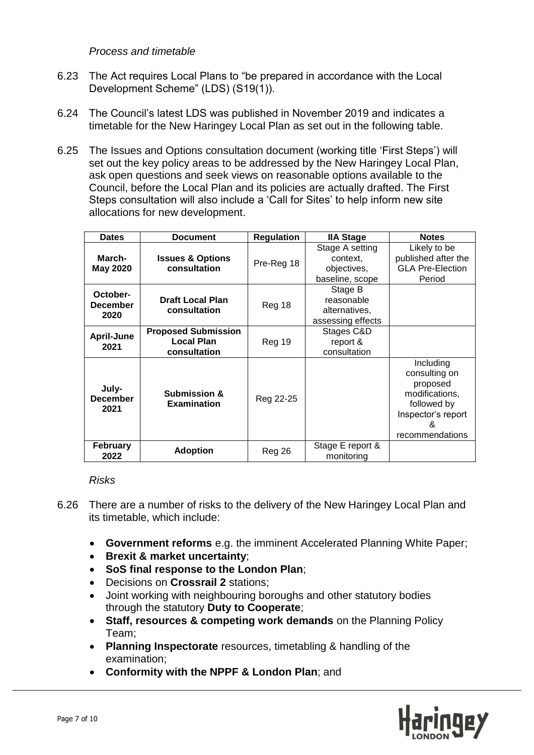*Process and timetable*

6.23 The Act requires Local Plans to "be prepared in accordance with the Local Development Scheme" (LDS) (S19(1)).

6.24 The Council's latest LDS was published in November 2019 and indicates a timetable for the New Haringey Local Plan as set out in the following table.

6.25 The Issues and Options consultation document (working title 'First Steps') will set out the key policy areas to be addressed by the New Haringey Local Plan, ask open questions and seek views on reasonable options available to the Council, before the Local Plan and its policies are actually drafted. The First Steps consultation will also include a 'Call for Sites' to help inform new site allocations for new development.

| Dates | Document | Regulation | IIA Stage | Notes |
|---|---|---|---|---|
| **March-May 2020** | **Issues & Options consultation** | Pre-Reg 18 | Stage A setting context, objectives, baseline, scope | Likely to be published after the GLA Pre-Election Period |
| **October-December 2020** | **Draft Local Plan consultation** | Reg 18 | Stage B reasonable alternatives, assessing effects | |
| **April-June 2021** | **Proposed Submission Local Plan consultation** | Reg 19 | Stages C&D report & consultation | |
| **July-December 2021** | **Submission & Examination** | Reg 22-25 | | Including consulting on proposed modifications, followed by Inspector's report & recommendations |
| **February 2022** | **Adoption** | Reg 26 | Stage E report & monitoring | |

*Risks*

6.26 There are a number of risks to the delivery of the New Haringey Local Plan and its timetable, which include:

- **Government reforms** e.g. the imminent Accelerated Planning White Paper;
- **Brexit & market uncertainty**;
- **SoS final response to the London Plan**;
- Decisions on **Crossrail 2** stations;
- Joint working with neighbouring boroughs and other statutory bodies through the statutory **Duty to Cooperate**;
- **Staff, resources & competing work demands** on the Planning Policy Team;
- **Planning Inspectorate** resources, timetabling & handling of the examination;
- **Conformity with the NPPF & London Plan**; and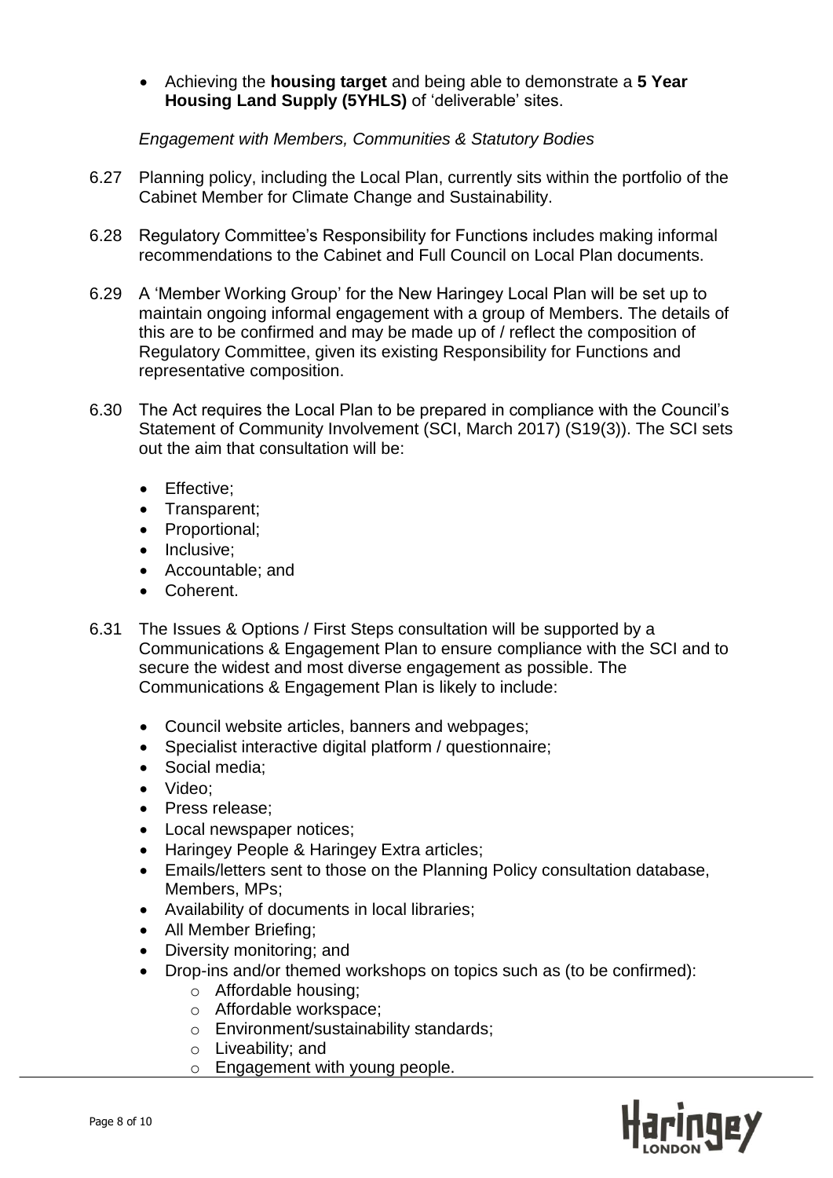- Achieving the **housing target** and being able to demonstrate a **5 Year Housing Land Supply (5YHLS)** of 'deliverable' sites.

*Engagement with Members, Communities & Statutory Bodies*

6.27 Planning policy, including the Local Plan, currently sits within the portfolio of the Cabinet Member for Climate Change and Sustainability.

6.28 Regulatory Committee's Responsibility for Functions includes making informal recommendations to the Cabinet and Full Council on Local Plan documents.

6.29 A 'Member Working Group' for the New Haringey Local Plan will be set up to maintain ongoing informal engagement with a group of Members. The details of this are to be confirmed and may be made up of / reflect the composition of Regulatory Committee, given its existing Responsibility for Functions and representative composition.

6.30 The Act requires the Local Plan to be prepared in compliance with the Council's Statement of Community Involvement (SCI, March 2017) (S19(3)). The SCI sets out the aim that consultation will be:

- Effective;
- Transparent;
- Proportional;
- Inclusive;
- Accountable; and
- Coherent.

6.31 The Issues & Options / First Steps consultation will be supported by a Communications & Engagement Plan to ensure compliance with the SCI and to secure the widest and most diverse engagement as possible. The Communications & Engagement Plan is likely to include:

- Council website articles, banners and webpages;
- Specialist interactive digital platform / questionnaire;
- Social media;
- Video;
- Press release;
- Local newspaper notices;
- Haringey People & Haringey Extra articles;
- Emails/letters sent to those on the Planning Policy consultation database, Members, MPs;
- Availability of documents in local libraries;
- All Member Briefing;
- Diversity monitoring; and
- Drop-ins and/or themed workshops on topics such as (to be confirmed):
  - Affordable housing;
  - Affordable workspace;
  - Environment/sustainability standards;
  - Liveability; and
  - Engagement with young people.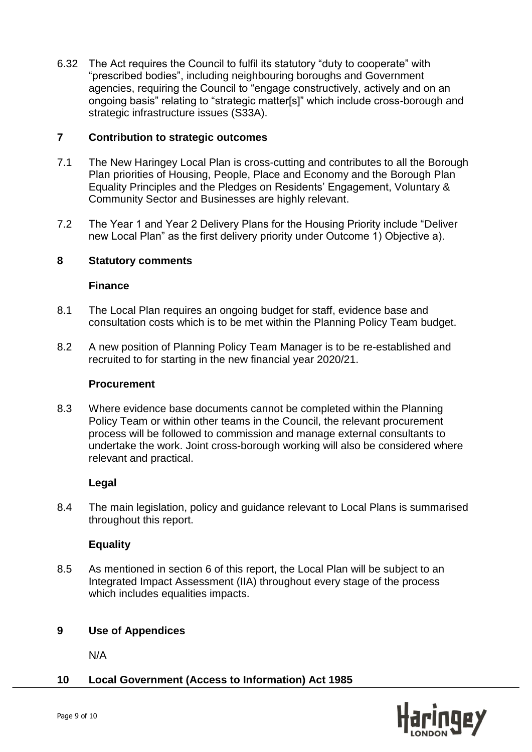6.32 The Act requires the Council to fulfil its statutory "duty to cooperate" with "prescribed bodies", including neighbouring boroughs and Government agencies, requiring the Council to "engage constructively, actively and on an ongoing basis" relating to "strategic matter[s]" which include cross-borough and strategic infrastructure issues (S33A).

## 7 Contribution to strategic outcomes

7.1 The New Haringey Local Plan is cross-cutting and contributes to all the Borough Plan priorities of Housing, People, Place and Economy and the Borough Plan Equality Principles and the Pledges on Residents' Engagement, Voluntary & Community Sector and Businesses are highly relevant.

7.2 The Year 1 and Year 2 Delivery Plans for the Housing Priority include "Deliver new Local Plan" as the first delivery priority under Outcome 1) Objective a).

## 8 Statutory comments

### Finance

8.1 The Local Plan requires an ongoing budget for staff, evidence base and consultation costs which is to be met within the Planning Policy Team budget.

8.2 A new position of Planning Policy Team Manager is to be re-established and recruited to for starting in the new financial year 2020/21.

### Procurement

8.3 Where evidence base documents cannot be completed within the Planning Policy Team or within other teams in the Council, the relevant procurement process will be followed to commission and manage external consultants to undertake the work. Joint cross-borough working will also be considered where relevant and practical.

### Legal

8.4 The main legislation, policy and guidance relevant to Local Plans is summarised throughout this report.

### Equality

8.5 As mentioned in section 6 of this report, the Local Plan will be subject to an Integrated Impact Assessment (IIA) throughout every stage of the process which includes equalities impacts.

## 9 Use of Appendices

N/A

## 10 Local Government (Access to Information) Act 1985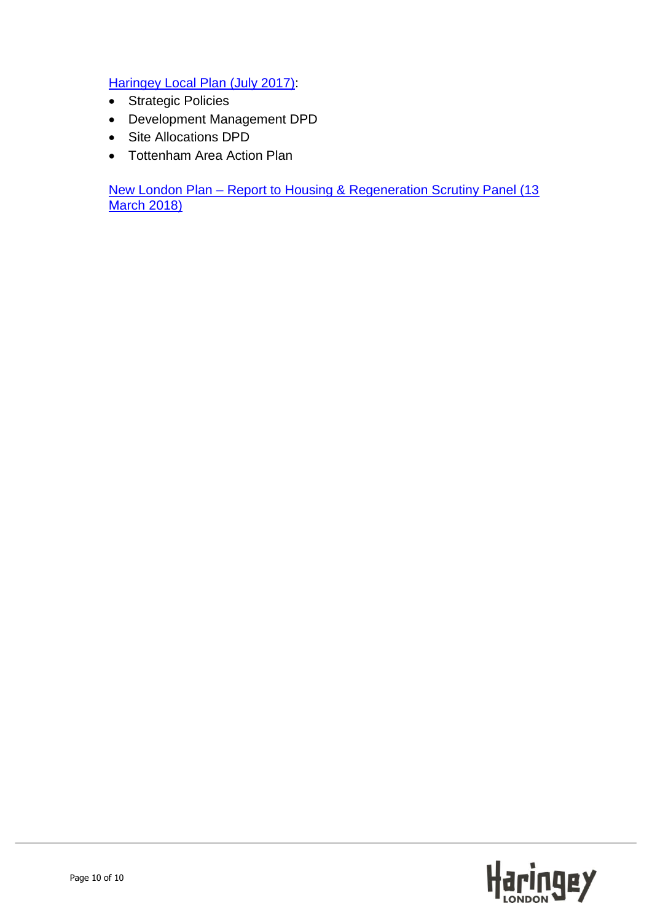Haringey Local Plan (July 2017):

- Strategic Policies
- Development Management DPD
- Site Allocations DPD
- Tottenham Area Action Plan

New London Plan – Report to Housing & Regeneration Scrutiny Panel (13 March 2018)